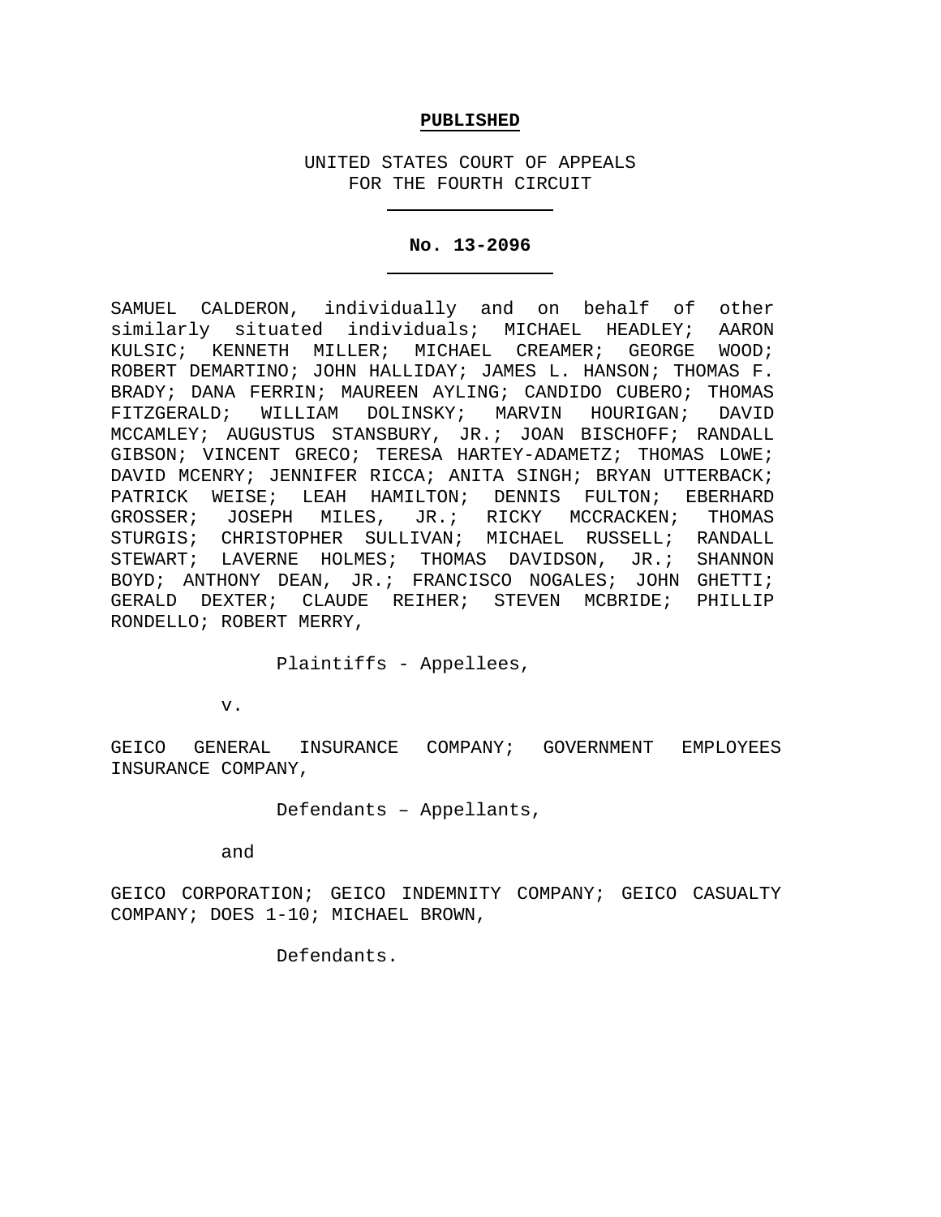**PUBLISHED**

UNITED STATES COURT OF APPEALS
FOR THE FOURTH CIRCUIT

**No. 13-2096**

SAMUEL CALDERON, individually and on behalf of other similarly situated individuals; MICHAEL HEADLEY; AARON KULSIC; KENNETH MILLER; MICHAEL CREAMER; GEORGE WOOD; ROBERT DEMARTINO; JOHN HALLIDAY; JAMES L. HANSON; THOMAS F. BRADY; DANA FERRIN; MAUREEN AYLING; CANDIDO CUBERO; THOMAS FITZGERALD; WILLIAM DOLINSKY; MARVIN HOURIGAN; DAVID MCCAMLEY; AUGUSTUS STANSBURY, JR.; JOAN BISCHOFF; RANDALL GIBSON; VINCENT GRECO; TERESA HARTEY-ADAMETZ; THOMAS LOWE; DAVID MCENRY; JENNIFER RICCA; ANITA SINGH; BRYAN UTTERBACK; PATRICK WEISE; LEAH HAMILTON; DENNIS FULTON; EBERHARD GROSSER; JOSEPH MILES, JR.; RICKY MCCRACKEN; THOMAS STURGIS; CHRISTOPHER SULLIVAN; MICHAEL RUSSELL; RANDALL STEWART; LAVERNE HOLMES; THOMAS DAVIDSON, JR.; SHANNON BOYD; ANTHONY DEAN, JR.; FRANCISCO NOGALES; JOHN GHETTI; GERALD DEXTER; CLAUDE REIHER; STEVEN MCBRIDE; PHILLIP RONDELLO; ROBERT MERRY,

Plaintiffs - Appellees,

v.

GEICO GENERAL INSURANCE COMPANY; GOVERNMENT EMPLOYEES INSURANCE COMPANY,

Defendants – Appellants,

and

GEICO CORPORATION; GEICO INDEMNITY COMPANY; GEICO CASUALTY COMPANY; DOES 1-10; MICHAEL BROWN,

Defendants.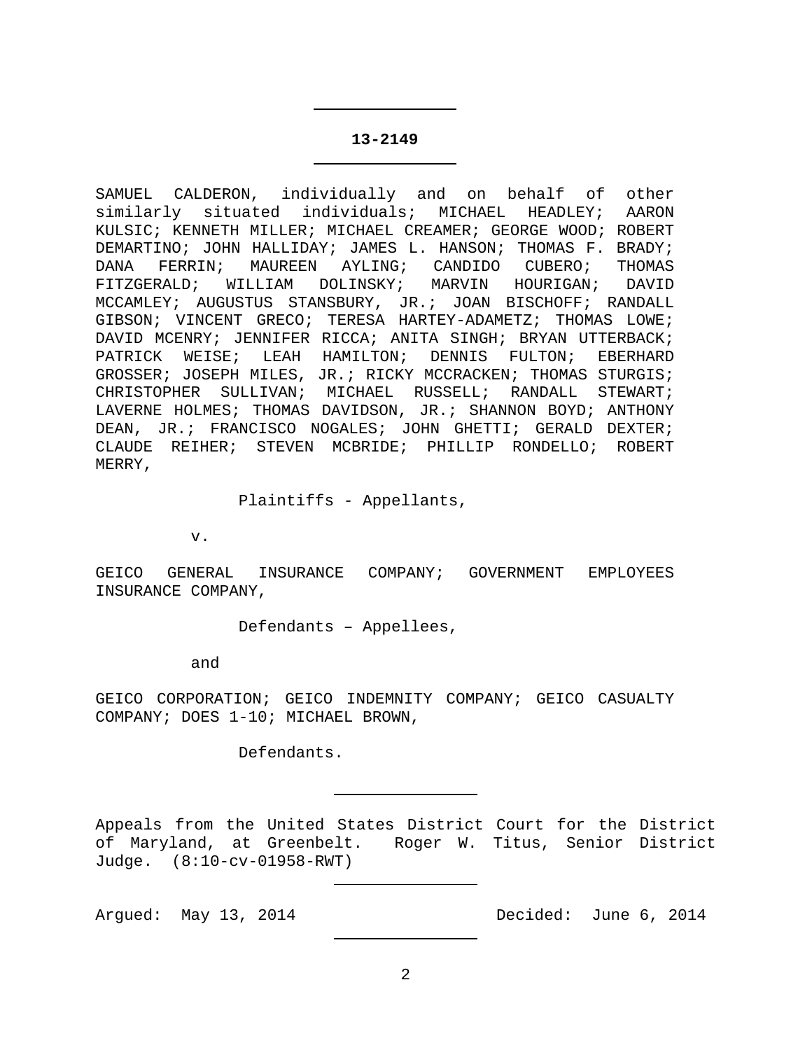**13-2149**

SAMUEL CALDERON, individually and on behalf of other similarly situated individuals; MICHAEL HEADLEY; AARON KULSIC; KENNETH MILLER; MICHAEL CREAMER; GEORGE WOOD; ROBERT DEMARTINO; JOHN HALLIDAY; JAMES L. HANSON; THOMAS F. BRADY; DANA FERRIN; MAUREEN AYLING; CANDIDO CUBERO; THOMAS FITZGERALD; WILLIAM DOLINSKY; MARVIN HOURIGAN; DAVID MCCAMLEY; AUGUSTUS STANSBURY, JR.; JOAN BISCHOFF; RANDALL GIBSON; VINCENT GRECO; TERESA HARTEY-ADAMETZ; THOMAS LOWE; DAVID MCENRY; JENNIFER RICCA; ANITA SINGH; BRYAN UTTERBACK; PATRICK WEISE; LEAH HAMILTON; DENNIS FULTON; EBERHARD GROSSER; JOSEPH MILES, JR.; RICKY MCCRACKEN; THOMAS STURGIS; CHRISTOPHER SULLIVAN; MICHAEL RUSSELL; RANDALL STEWART; LAVERNE HOLMES; THOMAS DAVIDSON, JR.; SHANNON BOYD; ANTHONY DEAN, JR.; FRANCISCO NOGALES; JOHN GHETTI; GERALD DEXTER; CLAUDE REIHER; STEVEN MCBRIDE; PHILLIP RONDELLO; ROBERT MERRY,

Plaintiffs - Appellants,

v.

GEICO GENERAL INSURANCE COMPANY; GOVERNMENT EMPLOYEES INSURANCE COMPANY,

Defendants – Appellees,

and

GEICO CORPORATION; GEICO INDEMNITY COMPANY; GEICO CASUALTY COMPANY; DOES 1-10; MICHAEL BROWN,

Defendants.

---

Appeals from the United States District Court for the District of Maryland, at Greenbelt. Roger W. Titus, Senior District Judge. (8:10-cv-01958-RWT)

---

Argued: May 13, 2014 Decided: June 6, 2014

---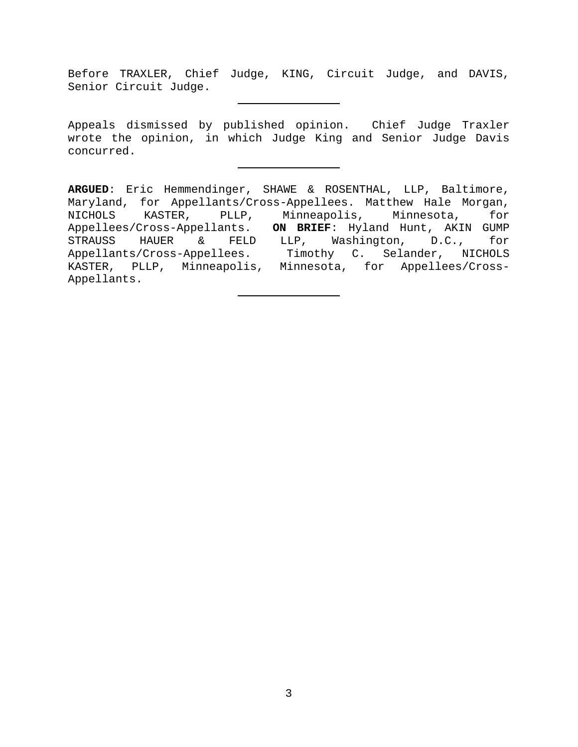Before TRAXLER, Chief Judge, KING, Circuit Judge, and DAVIS, Senior Circuit Judge.

---

Appeals dismissed by published opinion. Chief Judge Traxler wrote the opinion, in which Judge King and Senior Judge Davis concurred.

---

**ARGUED**: Eric Hemmendinger, SHAWE & ROSENTHAL, LLP, Baltimore, Maryland, for Appellants/Cross-Appellees. Matthew Hale Morgan, NICHOLS KASTER, PLLP, Minneapolis, Minnesota, for Appellees/Cross-Appellants. **ON BRIEF**: Hyland Hunt, AKIN GUMP STRAUSS HAUER & FELD LLP, Washington, D.C., for Appellants/Cross-Appellees. Timothy C. Selander, NICHOLS KASTER, PLLP, Minneapolis, Minnesota, for Appellees/Cross-Appellants.

---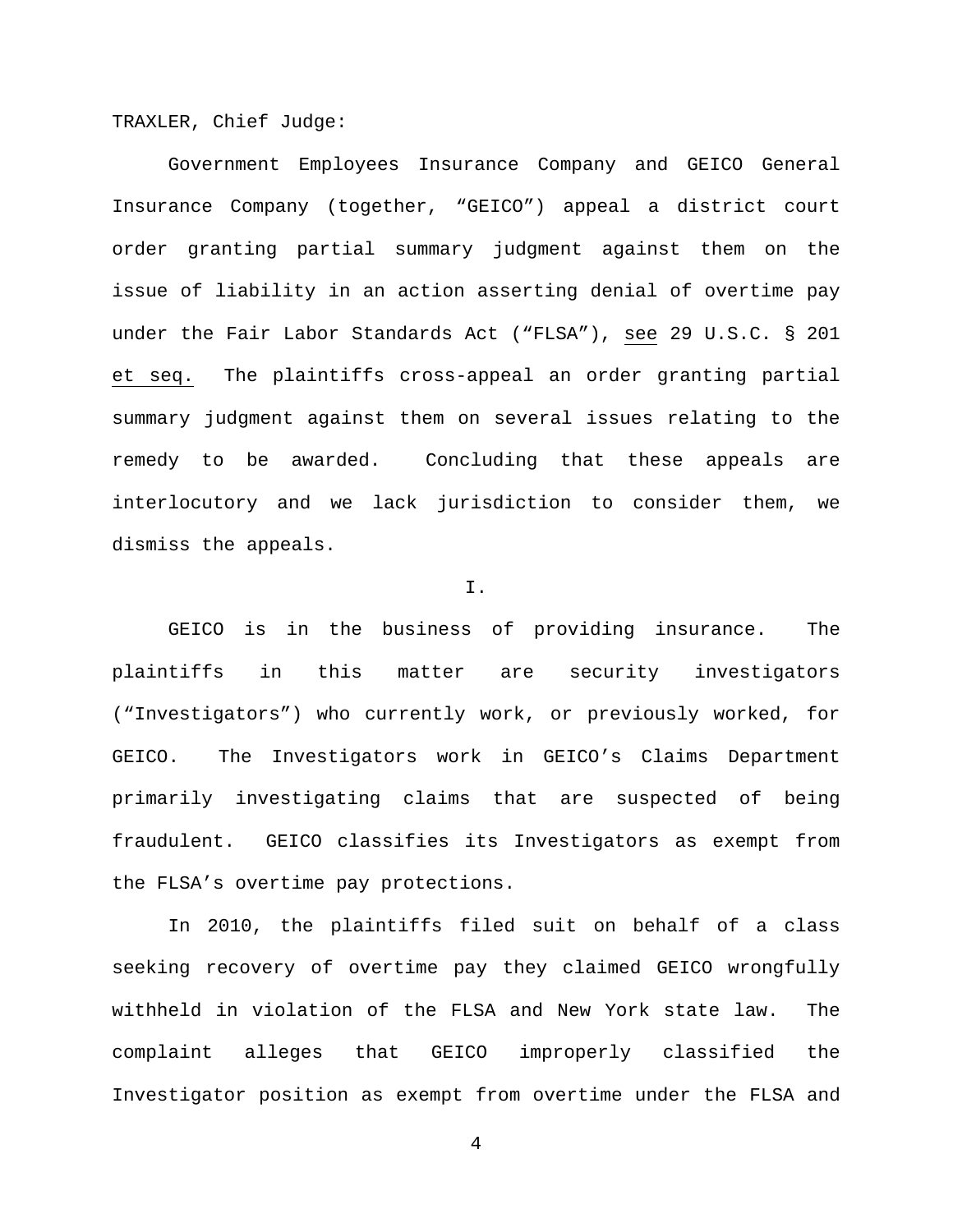TRAXLER, Chief Judge:

Government Employees Insurance Company and GEICO General Insurance Company (together, "GEICO") appeal a district court order granting partial summary judgment against them on the issue of liability in an action asserting denial of overtime pay under the Fair Labor Standards Act ("FLSA"), see 29 U.S.C. § 201 et seq. The plaintiffs cross-appeal an order granting partial summary judgment against them on several issues relating to the remedy to be awarded. Concluding that these appeals are interlocutory and we lack jurisdiction to consider them, we dismiss the appeals.

I.

GEICO is in the business of providing insurance. The plaintiffs in this matter are security investigators ("Investigators") who currently work, or previously worked, for GEICO. The Investigators work in GEICO's Claims Department primarily investigating claims that are suspected of being fraudulent. GEICO classifies its Investigators as exempt from the FLSA's overtime pay protections.

In 2010, the plaintiffs filed suit on behalf of a class seeking recovery of overtime pay they claimed GEICO wrongfully withheld in violation of the FLSA and New York state law. The complaint alleges that GEICO improperly classified the Investigator position as exempt from overtime under the FLSA and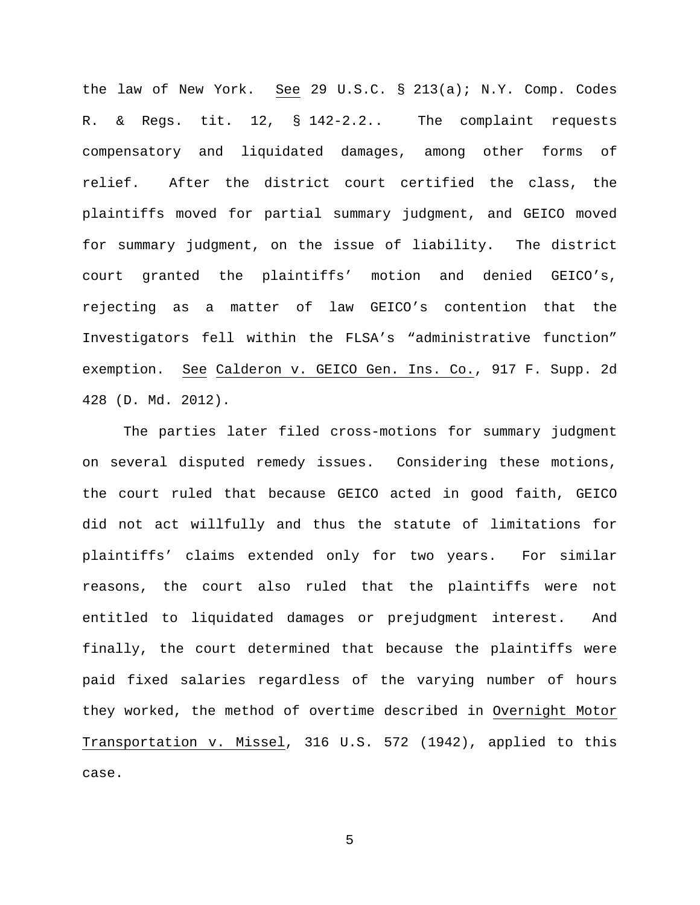the law of New York. See 29 U.S.C. § 213(a); N.Y. Comp. Codes R. & Regs. tit. 12, § 142-2.2.. The complaint requests compensatory and liquidated damages, among other forms of relief. After the district court certified the class, the plaintiffs moved for partial summary judgment, and GEICO moved for summary judgment, on the issue of liability. The district court granted the plaintiffs' motion and denied GEICO's, rejecting as a matter of law GEICO's contention that the Investigators fell within the FLSA's "administrative function" exemption. See Calderon v. GEICO Gen. Ins. Co., 917 F. Supp. 2d 428 (D. Md. 2012).

The parties later filed cross-motions for summary judgment on several disputed remedy issues. Considering these motions, the court ruled that because GEICO acted in good faith, GEICO did not act willfully and thus the statute of limitations for plaintiffs' claims extended only for two years. For similar reasons, the court also ruled that the plaintiffs were not entitled to liquidated damages or prejudgment interest. And finally, the court determined that because the plaintiffs were paid fixed salaries regardless of the varying number of hours they worked, the method of overtime described in Overnight Motor Transportation v. Missel, 316 U.S. 572 (1942), applied to this case.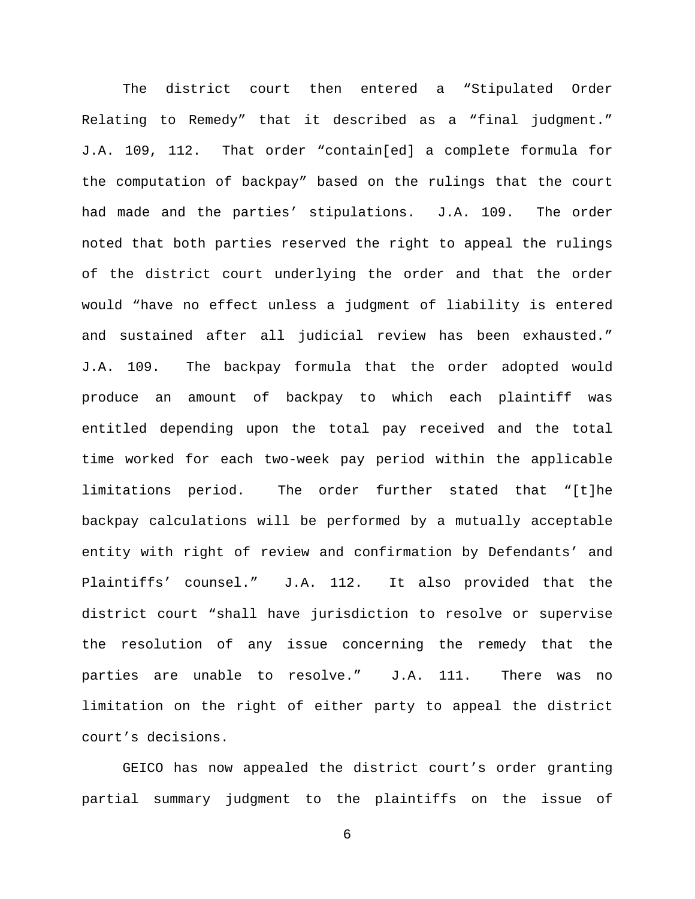The district court then entered a "Stipulated Order Relating to Remedy" that it described as a "final judgment." J.A. 109, 112. That order "contain[ed] a complete formula for the computation of backpay" based on the rulings that the court had made and the parties' stipulations. J.A. 109. The order noted that both parties reserved the right to appeal the rulings of the district court underlying the order and that the order would "have no effect unless a judgment of liability is entered and sustained after all judicial review has been exhausted." J.A. 109. The backpay formula that the order adopted would produce an amount of backpay to which each plaintiff was entitled depending upon the total pay received and the total time worked for each two-week pay period within the applicable limitations period. The order further stated that "[t]he backpay calculations will be performed by a mutually acceptable entity with right of review and confirmation by Defendants' and Plaintiffs' counsel." J.A. 112. It also provided that the district court "shall have jurisdiction to resolve or supervise the resolution of any issue concerning the remedy that the parties are unable to resolve." J.A. 111. There was no limitation on the right of either party to appeal the district court's decisions.

GEICO has now appealed the district court's order granting partial summary judgment to the plaintiffs on the issue of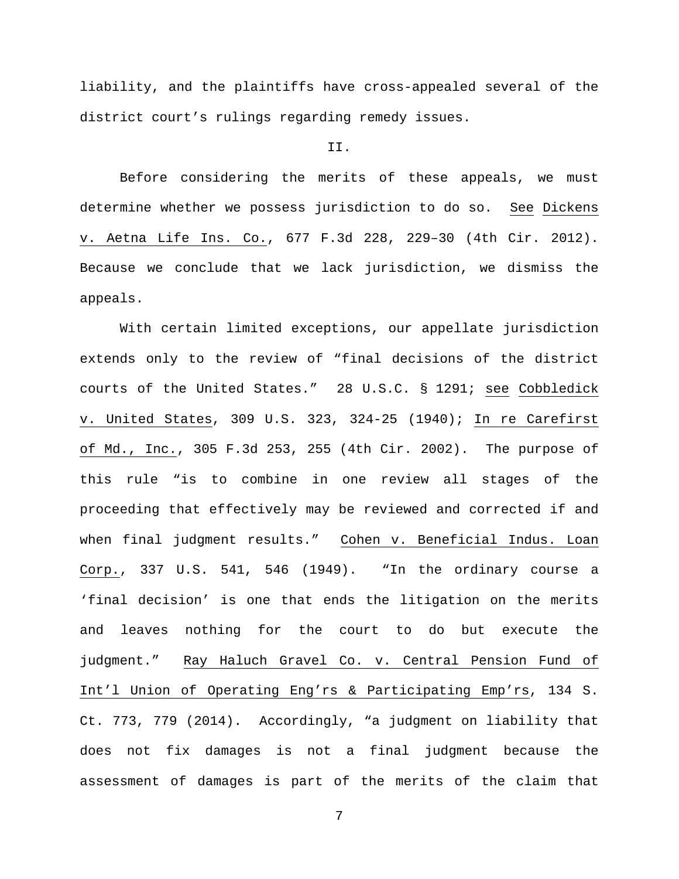liability, and the plaintiffs have cross-appealed several of the district court's rulings regarding remedy issues.

## II.

Before considering the merits of these appeals, we must determine whether we possess jurisdiction to do so. See Dickens v. Aetna Life Ins. Co., 677 F.3d 228, 229–30 (4th Cir. 2012). Because we conclude that we lack jurisdiction, we dismiss the appeals.

With certain limited exceptions, our appellate jurisdiction extends only to the review of "final decisions of the district courts of the United States." 28 U.S.C. § 1291; see Cobbledick v. United States, 309 U.S. 323, 324-25 (1940); In re Carefirst of Md., Inc., 305 F.3d 253, 255 (4th Cir. 2002). The purpose of this rule "is to combine in one review all stages of the proceeding that effectively may be reviewed and corrected if and when final judgment results." Cohen v. Beneficial Indus. Loan Corp., 337 U.S. 541, 546 (1949). "In the ordinary course a 'final decision' is one that ends the litigation on the merits and leaves nothing for the court to do but execute the judgment." Ray Haluch Gravel Co. v. Central Pension Fund of Int'l Union of Operating Eng'rs & Participating Emp'rs, 134 S. Ct. 773, 779 (2014). Accordingly, "a judgment on liability that does not fix damages is not a final judgment because the assessment of damages is part of the merits of the claim that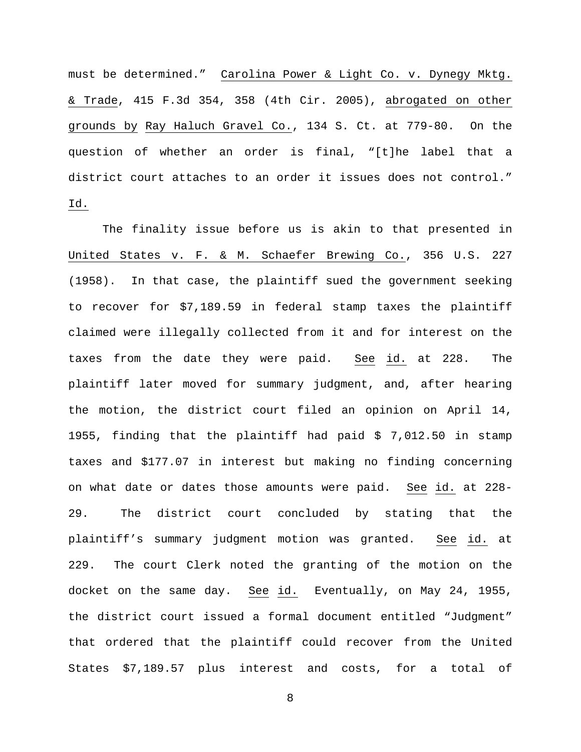must be determined." Carolina Power & Light Co. v. Dynegy Mktg. & Trade, 415 F.3d 354, 358 (4th Cir. 2005), abrogated on other grounds by Ray Haluch Gravel Co., 134 S. Ct. at 779-80. On the question of whether an order is final, "[t]he label that a district court attaches to an order it issues does not control." Id.

The finality issue before us is akin to that presented in United States v. F. & M. Schaefer Brewing Co., 356 U.S. 227 (1958). In that case, the plaintiff sued the government seeking to recover for $7,189.59 in federal stamp taxes the plaintiff claimed were illegally collected from it and for interest on the taxes from the date they were paid. See id. at 228. The plaintiff later moved for summary judgment, and, after hearing the motion, the district court filed an opinion on April 14, 1955, finding that the plaintiff had paid $ 7,012.50 in stamp taxes and $177.07 in interest but making no finding concerning on what date or dates those amounts were paid. See id. at 228-29. The district court concluded by stating that the plaintiff's summary judgment motion was granted. See id. at 229. The court Clerk noted the granting of the motion on the docket on the same day. See id. Eventually, on May 24, 1955, the district court issued a formal document entitled "Judgment" that ordered that the plaintiff could recover from the United States $7,189.57 plus interest and costs, for a total of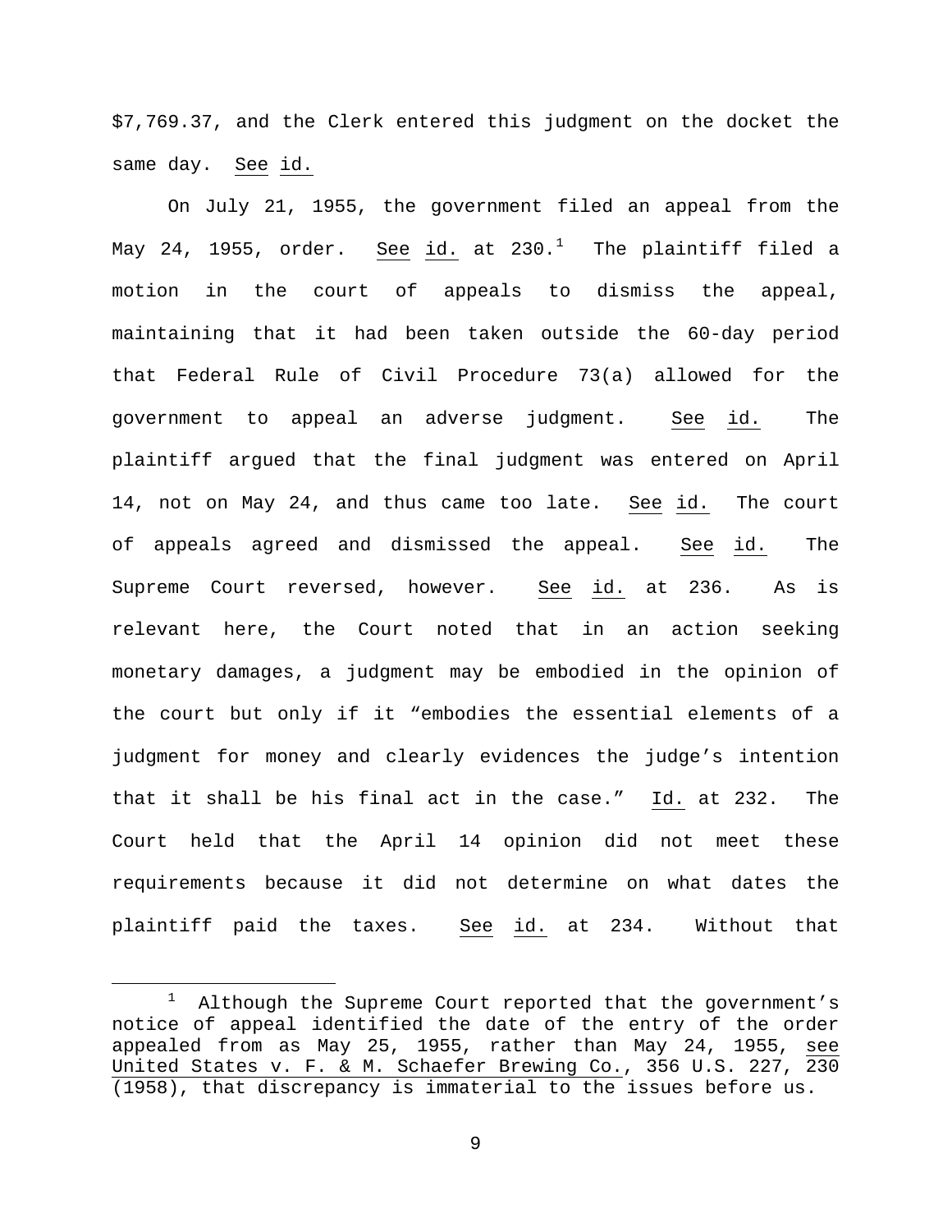$7,769.37, and the Clerk entered this judgment on the docket the same day. See id.

On July 21, 1955, the government filed an appeal from the May 24, 1955, order. See id. at 230.[1] The plaintiff filed a motion in the court of appeals to dismiss the appeal, maintaining that it had been taken outside the 60-day period that Federal Rule of Civil Procedure 73(a) allowed for the government to appeal an adverse judgment. See id. The plaintiff argued that the final judgment was entered on April 14, not on May 24, and thus came too late. See id. The court of appeals agreed and dismissed the appeal. See id. The Supreme Court reversed, however. See id. at 236. As is relevant here, the Court noted that in an action seeking monetary damages, a judgment may be embodied in the opinion of the court but only if it "embodies the essential elements of a judgment for money and clearly evidences the judge's intention that it shall be his final act in the case." Id. at 232. The Court held that the April 14 opinion did not meet these requirements because it did not determine on what dates the plaintiff paid the taxes. See id. at 234. Without that

[1] Although the Supreme Court reported that the government's notice of appeal identified the date of the entry of the order appealed from as May 25, 1955, rather than May 24, 1955, see United States v. F. & M. Schaefer Brewing Co., 356 U.S. 227, 230 (1958), that discrepancy is immaterial to the issues before us.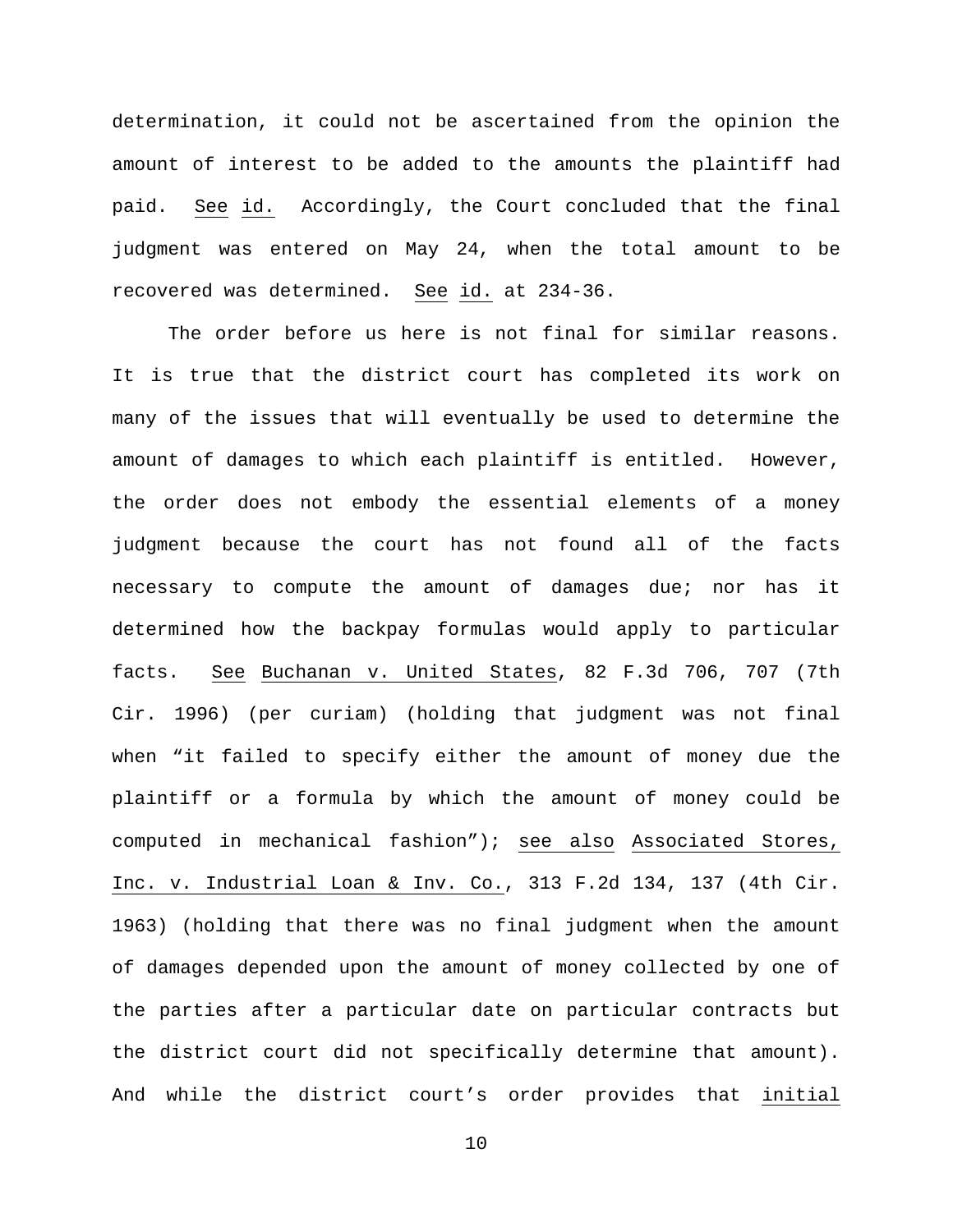determination, it could not be ascertained from the opinion the amount of interest to be added to the amounts the plaintiff had paid. See id. Accordingly, the Court concluded that the final judgment was entered on May 24, when the total amount to be recovered was determined. See id. at 234-36.

The order before us here is not final for similar reasons. It is true that the district court has completed its work on many of the issues that will eventually be used to determine the amount of damages to which each plaintiff is entitled. However, the order does not embody the essential elements of a money judgment because the court has not found all of the facts necessary to compute the amount of damages due; nor has it determined how the backpay formulas would apply to particular facts. See Buchanan v. United States, 82 F.3d 706, 707 (7th Cir. 1996) (per curiam) (holding that judgment was not final when "it failed to specify either the amount of money due the plaintiff or a formula by which the amount of money could be computed in mechanical fashion"); see also Associated Stores, Inc. v. Industrial Loan & Inv. Co., 313 F.2d 134, 137 (4th Cir. 1963) (holding that there was no final judgment when the amount of damages depended upon the amount of money collected by one of the parties after a particular date on particular contracts but the district court did not specifically determine that amount). And while the district court's order provides that initial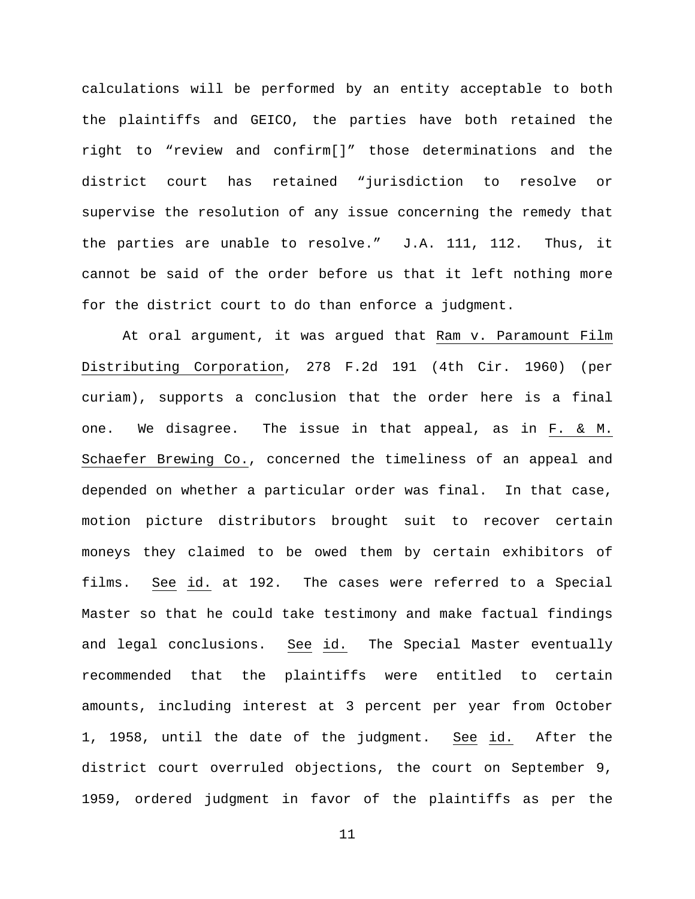calculations will be performed by an entity acceptable to both the plaintiffs and GEICO, the parties have both retained the right to "review and confirm[]" those determinations and the district court has retained "jurisdiction to resolve or supervise the resolution of any issue concerning the remedy that the parties are unable to resolve." J.A. 111, 112. Thus, it cannot be said of the order before us that it left nothing more for the district court to do than enforce a judgment.

At oral argument, it was argued that Ram v. Paramount Film Distributing Corporation, 278 F.2d 191 (4th Cir. 1960) (per curiam), supports a conclusion that the order here is a final one. We disagree. The issue in that appeal, as in F. & M. Schaefer Brewing Co., concerned the timeliness of an appeal and depended on whether a particular order was final. In that case, motion picture distributors brought suit to recover certain moneys they claimed to be owed them by certain exhibitors of films. See id. at 192. The cases were referred to a Special Master so that he could take testimony and make factual findings and legal conclusions. See id. The Special Master eventually recommended that the plaintiffs were entitled to certain amounts, including interest at 3 percent per year from October 1, 1958, until the date of the judgment. See id. After the district court overruled objections, the court on September 9, 1959, ordered judgment in favor of the plaintiffs as per the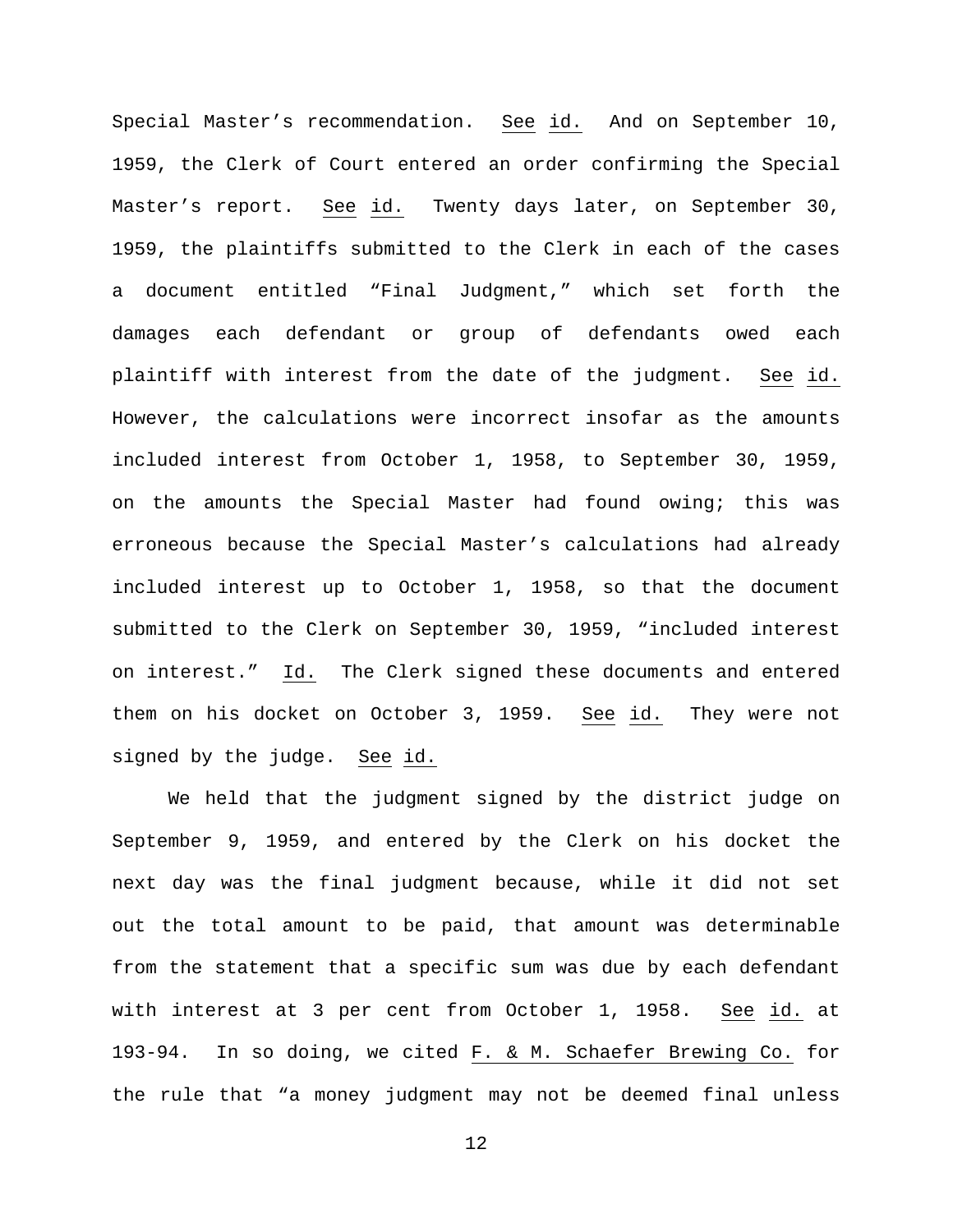Special Master's recommendation. See id. And on September 10, 1959, the Clerk of Court entered an order confirming the Special Master's report. See id. Twenty days later, on September 30, 1959, the plaintiffs submitted to the Clerk in each of the cases a document entitled "Final Judgment," which set forth the damages each defendant or group of defendants owed each plaintiff with interest from the date of the judgment. See id. However, the calculations were incorrect insofar as the amounts included interest from October 1, 1958, to September 30, 1959, on the amounts the Special Master had found owing; this was erroneous because the Special Master's calculations had already included interest up to October 1, 1958, so that the document submitted to the Clerk on September 30, 1959, "included interest on interest." Id. The Clerk signed these documents and entered them on his docket on October 3, 1959. See id. They were not signed by the judge. See id.

We held that the judgment signed by the district judge on September 9, 1959, and entered by the Clerk on his docket the next day was the final judgment because, while it did not set out the total amount to be paid, that amount was determinable from the statement that a specific sum was due by each defendant with interest at 3 per cent from October 1, 1958. See id. at 193-94. In so doing, we cited F. & M. Schaefer Brewing Co. for the rule that "a money judgment may not be deemed final unless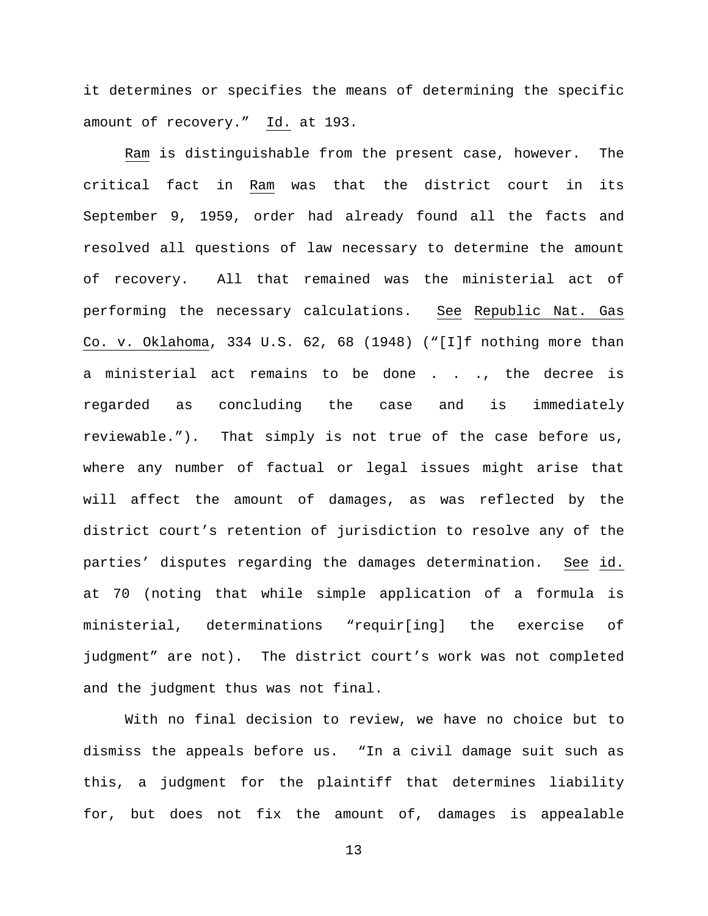it determines or specifies the means of determining the specific amount of recovery." Id. at 193.

Ram is distinguishable from the present case, however. The critical fact in Ram was that the district court in its September 9, 1959, order had already found all the facts and resolved all questions of law necessary to determine the amount of recovery. All that remained was the ministerial act of performing the necessary calculations. See Republic Nat. Gas Co. v. Oklahoma, 334 U.S. 62, 68 (1948) ("[I]f nothing more than a ministerial act remains to be done . . ., the decree is regarded as concluding the case and is immediately reviewable."). That simply is not true of the case before us, where any number of factual or legal issues might arise that will affect the amount of damages, as was reflected by the district court's retention of jurisdiction to resolve any of the parties' disputes regarding the damages determination. See id. at 70 (noting that while simple application of a formula is ministerial, determinations "requir[ing] the exercise of judgment" are not). The district court's work was not completed and the judgment thus was not final.

With no final decision to review, we have no choice but to dismiss the appeals before us. "In a civil damage suit such as this, a judgment for the plaintiff that determines liability for, but does not fix the amount of, damages is appealable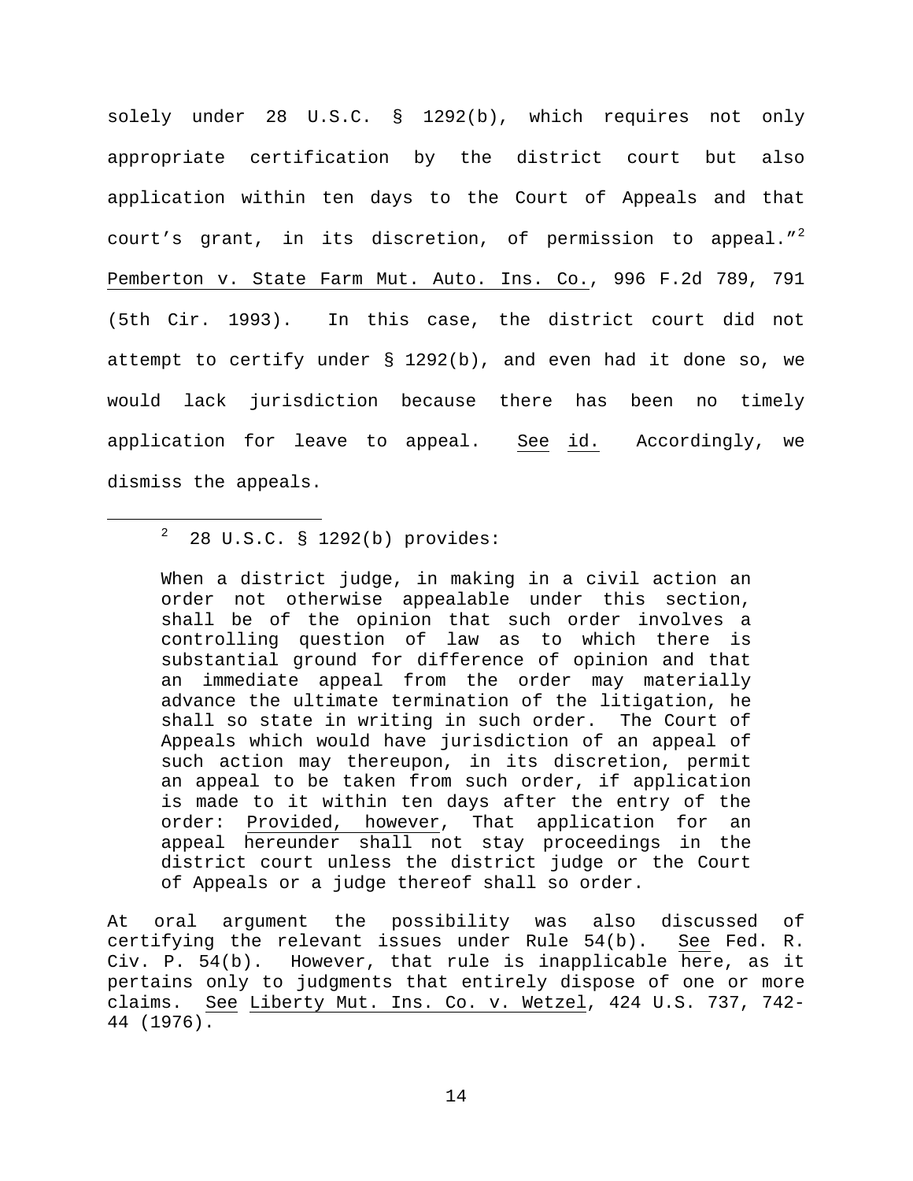solely under 28 U.S.C. § 1292(b), which requires not only appropriate certification by the district court but also application within ten days to the Court of Appeals and that court's grant, in its discretion, of permission to appeal."[2] Pemberton v. State Farm Mut. Auto. Ins. Co., 996 F.2d 789, 791 (5th Cir. 1993). In this case, the district court did not attempt to certify under § 1292(b), and even had it done so, we would lack jurisdiction because there has been no timely application for leave to appeal. See id. Accordingly, we dismiss the appeals.

---

[2] 28 U.S.C. § 1292(b) provides:

> When a district judge, in making in a civil action an order not otherwise appealable under this section, shall be of the opinion that such order involves a controlling question of law as to which there is substantial ground for difference of opinion and that an immediate appeal from the order may materially advance the ultimate termination of the litigation, he shall so state in writing in such order. The Court of Appeals which would have jurisdiction of an appeal of such action may thereupon, in its discretion, permit an appeal to be taken from such order, if application is made to it within ten days after the entry of the order: Provided, however, That application for an appeal hereunder shall not stay proceedings in the district court unless the district judge or the Court of Appeals or a judge thereof shall so order.

At oral argument the possibility was also discussed of certifying the relevant issues under Rule 54(b). See Fed. R. Civ. P. 54(b). However, that rule is inapplicable here, as it pertains only to judgments that entirely dispose of one or more claims. See Liberty Mut. Ins. Co. v. Wetzel, 424 U.S. 737, 742-44 (1976).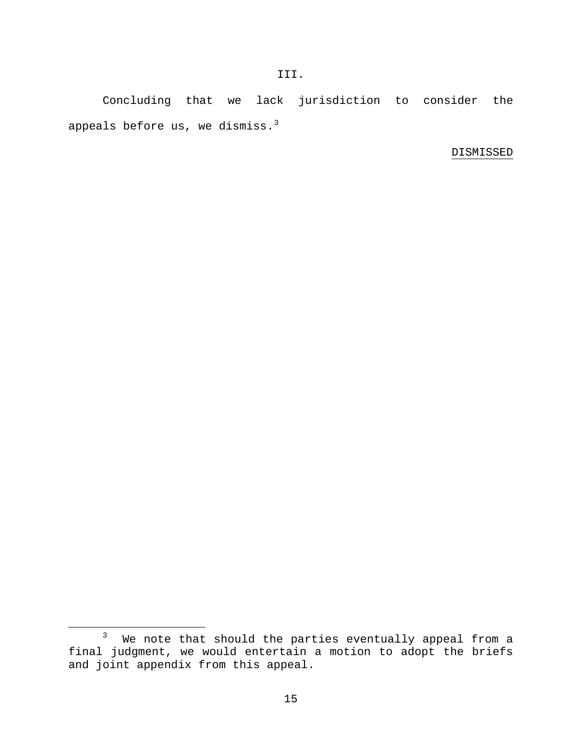## III.

Concluding that we lack jurisdiction to consider the appeals before us, we dismiss.[3]

DISMISSED

[3] We note that should the parties eventually appeal from a final judgment, we would entertain a motion to adopt the briefs and joint appendix from this appeal.